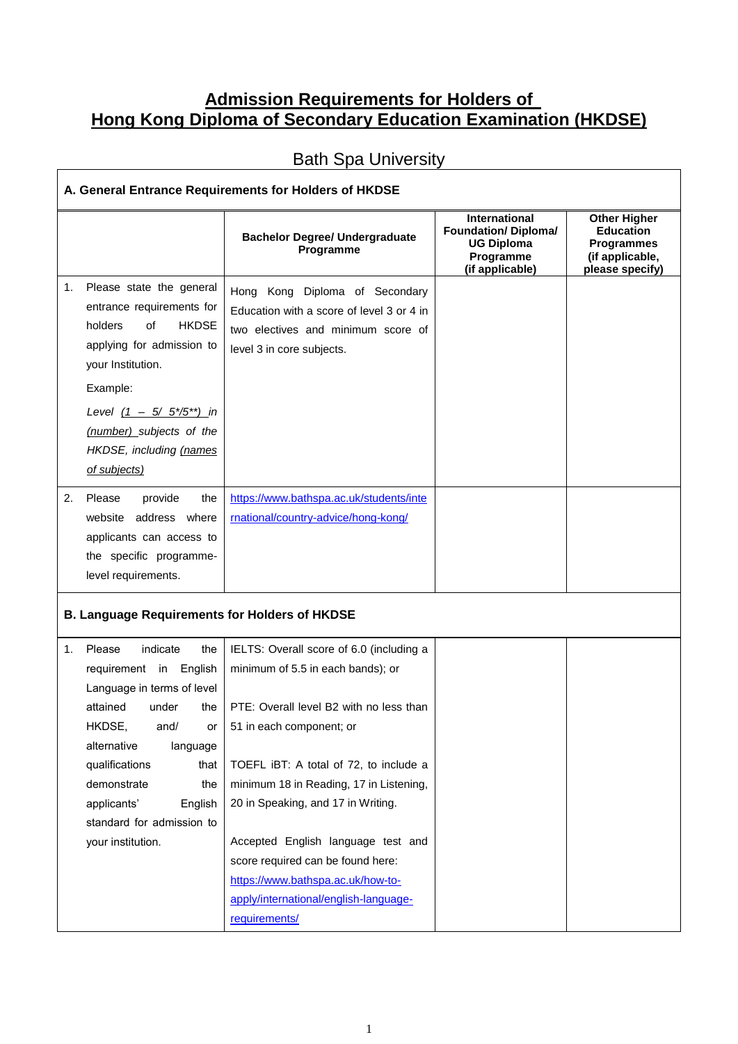# Admission Requirements for Holders of Hong Kong Diploma of Secondary Education Examination (HKDSE)

## Bath Spa University

| A. General Entrance Requirements for Holders of HKDSE | | | |
|---|---|---|---|
| | **Bachelor Degree/ Undergraduate Programme** | **International Foundation/ Diploma/ UG Diploma Programme (if applicable)** | **Other Higher Education Programmes (if applicable, please specify)** |
| 1. Please state the general entrance requirements for holders of HKDSE applying for admission to your Institution. Example: *Level (1 – 5/ 5\*/5\*\*) in (number) subjects of the HKDSE, including (names of subjects)* | Hong Kong Diploma of Secondary Education with a score of level 3 or 4 in two electives and minimum score of level 3 in core subjects. | | |
| 2. Please provide the website address where applicants can access to the specific programme-level requirements. | https://www.bathspa.ac.uk/students/international/country-advice/hong-kong/ | | |
| **B. Language Requirements for Holders of HKDSE** | | | |
| 1. Please indicate the requirement in English Language in terms of level attained under the HKDSE, and/ or alternative language qualifications that demonstrate the applicants' English standard for admission to your institution. | IELTS: Overall score of 6.0 (including a minimum of 5.5 in each bands); or<br><br>PTE: Overall level B2 with no less than 51 in each component; or<br><br>TOEFL iBT: A total of 72, to include a minimum 18 in Reading, 17 in Listening, 20 in Speaking, and 17 in Writing.<br><br>Accepted English language test and score required can be found here: https://www.bathspa.ac.uk/how-to-apply/international/english-language-requirements/ | | |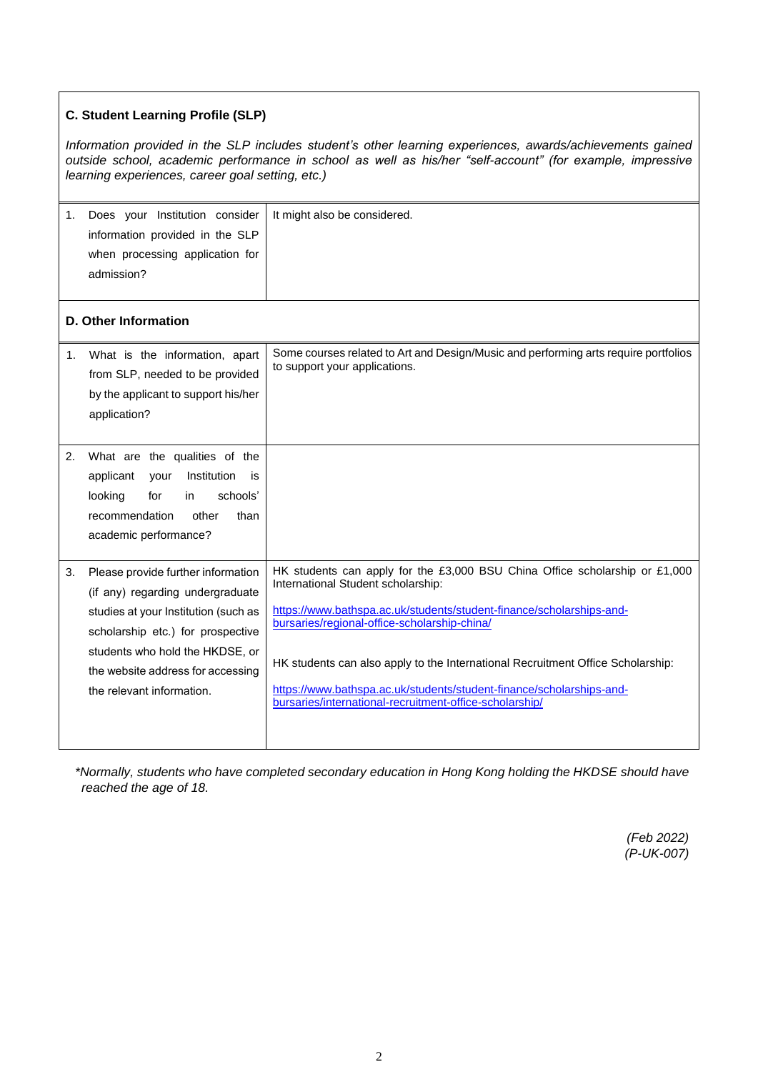## C. Student Learning Profile (SLP)

*Information provided in the SLP includes student's other learning experiences, awards/achievements gained outside school, academic performance in school as well as his/her "self-account" (for example, impressive learning experiences, career goal setting, etc.)*

| | |
|---|---|
| 1. Does your Institution consider information provided in the SLP when processing application for admission? | It might also be considered. |

## D. Other Information

| | |
|---|---|
| 1. What is the information, apart from SLP, needed to be provided by the applicant to support his/her application? | Some courses related to Art and Design/Music and performing arts require portfolios to support your applications. |
| 2. What are the qualities of the applicant your Institution is looking for in schools' recommendation other than academic performance? | |
| 3. Please provide further information (if any) regarding undergraduate studies at your Institution (such as scholarship etc.) for prospective students who hold the HKDSE, or the website address for accessing the relevant information. | HK students can apply for the £3,000 BSU China Office scholarship or £1,000 International Student scholarship: <br><br> https://www.bathspa.ac.uk/students/student-finance/scholarships-and-bursaries/regional-office-scholarship-china/ <br><br> HK students can also apply to the International Recruitment Office Scholarship: <br><br> https://www.bathspa.ac.uk/students/student-finance/scholarships-and-bursaries/international-recruitment-office-scholarship/ |

*\*Normally, students who have completed secondary education in Hong Kong holding the HKDSE should have reached the age of 18.*

*(Feb 2022)*
*(P-UK-007)*